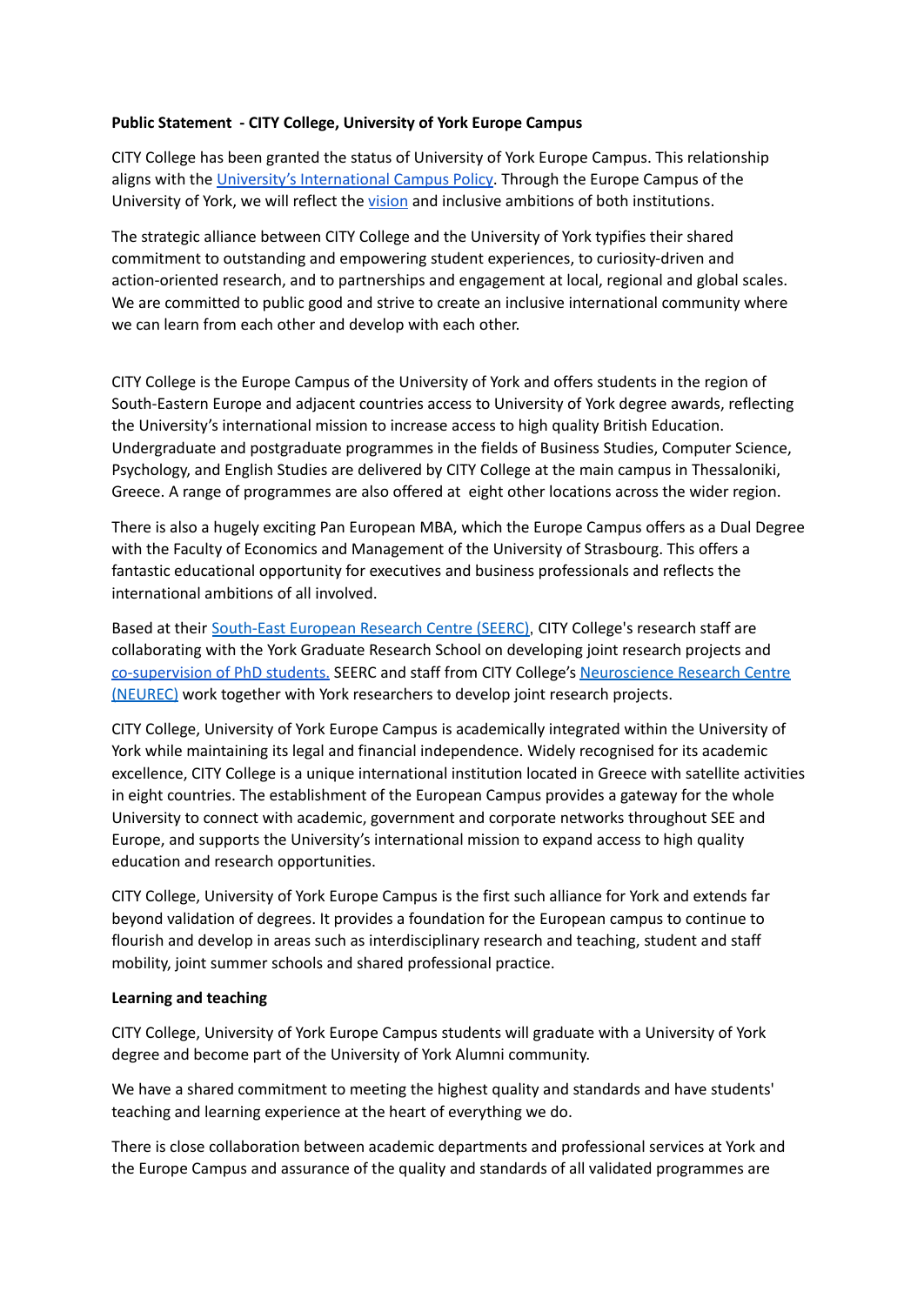**Public Statement - CITY College, University of York Europe Campus**

CITY College has been granted the status of University of York Europe Campus. This relationship aligns with the University's International Campus Policy. Through the Europe Campus of the University of York, we will reflect the vision and inclusive ambitions of both institutions.

The strategic alliance between CITY College and the University of York typifies their shared commitment to outstanding and empowering student experiences, to curiosity-driven and action-oriented research, and to partnerships and engagement at local, regional and global scales. We are committed to public good and strive to create an inclusive international community where we can learn from each other and develop with each other.

CITY College is the Europe Campus of the University of York and offers students in the region of South-Eastern Europe and adjacent countries access to University of York degree awards, reflecting the University's international mission to increase access to high quality British Education. Undergraduate and postgraduate programmes in the fields of Business Studies, Computer Science, Psychology, and English Studies are delivered by CITY College at the main campus in Thessaloniki, Greece. A range of programmes are also offered at eight other locations across the wider region.

There is also a hugely exciting Pan European MBA, which the Europe Campus offers as a Dual Degree with the Faculty of Economics and Management of the University of Strasbourg. This offers a fantastic educational opportunity for executives and business professionals and reflects the international ambitions of all involved.

Based at their South-East European Research Centre (SEERC), CITY College's research staff are collaborating with the York Graduate Research School on developing joint research projects and co-supervision of PhD students. SEERC and staff from CITY College's Neuroscience Research Centre (NEUREC) work together with York researchers to develop joint research projects.

CITY College, University of York Europe Campus is academically integrated within the University of York while maintaining its legal and financial independence. Widely recognised for its academic excellence, CITY College is a unique international institution located in Greece with satellite activities in eight countries. The establishment of the European Campus provides a gateway for the whole University to connect with academic, government and corporate networks throughout SEE and Europe, and supports the University's international mission to expand access to high quality education and research opportunities.

CITY College, University of York Europe Campus is the first such alliance for York and extends far beyond validation of degrees. It provides a foundation for the European campus to continue to flourish and develop in areas such as interdisciplinary research and teaching, student and staff mobility, joint summer schools and shared professional practice.

**Learning and teaching**

CITY College, University of York Europe Campus students will graduate with a University of York degree and become part of the University of York Alumni community.

We have a shared commitment to meeting the highest quality and standards and have students' teaching and learning experience at the heart of everything we do.

There is close collaboration between academic departments and professional services at York and the Europe Campus and assurance of the quality and standards of all validated programmes are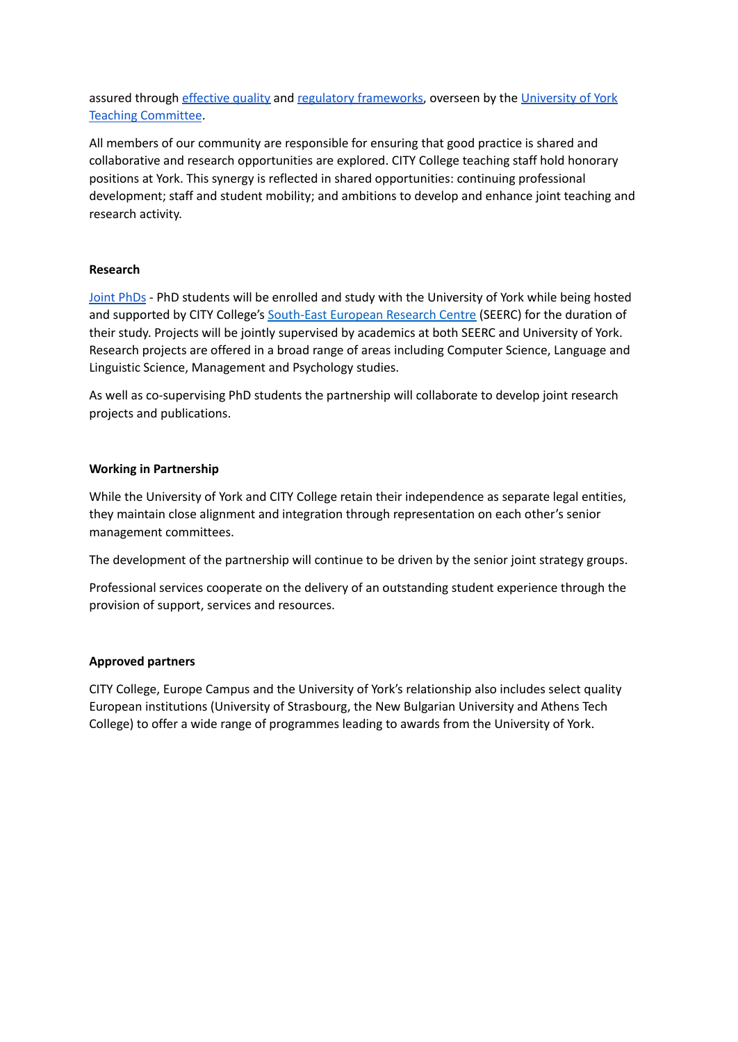assured through effective quality and regulatory frameworks, overseen by the University of York Teaching Committee.

All members of our community are responsible for ensuring that good practice is shared and collaborative and research opportunities are explored. CITY College teaching staff hold honorary positions at York. This synergy is reflected in shared opportunities: continuing professional development; staff and student mobility; and ambitions to develop and enhance joint teaching and research activity.

**Research**

Joint PhDs - PhD students will be enrolled and study with the University of York while being hosted and supported by CITY College's South-East European Research Centre (SEERC) for the duration of their study. Projects will be jointly supervised by academics at both SEERC and University of York. Research projects are offered in a broad range of areas including Computer Science, Language and Linguistic Science, Management and Psychology studies.

As well as co-supervising PhD students the partnership will collaborate to develop joint research projects and publications.

**Working in Partnership**

While the University of York and CITY College retain their independence as separate legal entities, they maintain close alignment and integration through representation on each other's senior management committees.

The development of the partnership will continue to be driven by the senior joint strategy groups.

Professional services cooperate on the delivery of an outstanding student experience through the provision of support, services and resources.

**Approved partners**

CITY College, Europe Campus and the University of York's relationship also includes select quality European institutions (University of Strasbourg, the New Bulgarian University and Athens Tech College) to offer a wide range of programmes leading to awards from the University of York.